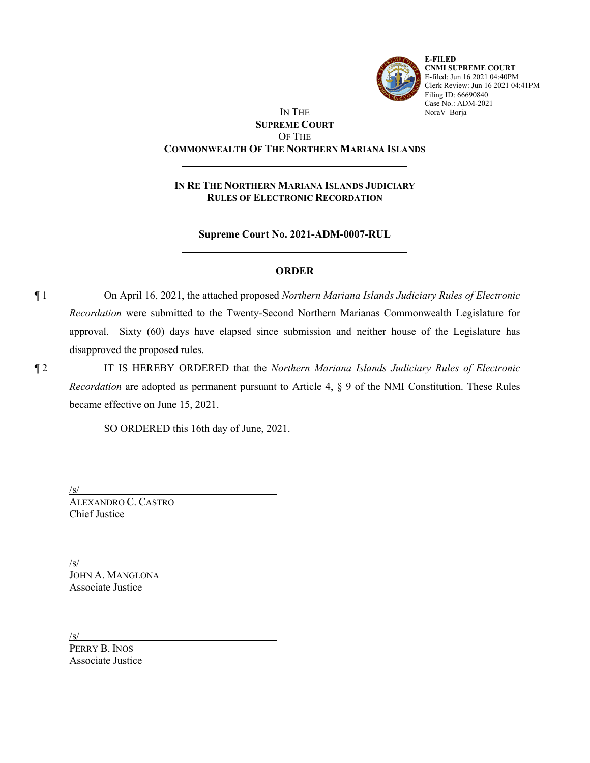**E-FILED**
**CNMI SUPREME COURT**
E-filed: Jun 16 2021 04:40PM
Clerk Review: Jun 16 2021 04:41PM
Filing ID: 66690840
Case No.: ADM-2021
NoraV Borja

IN THE
**SUPREME COURT**
OF THE
**COMMONWEALTH OF THE NORTHERN MARIANA ISLANDS**

---

**IN RE THE NORTHERN MARIANA ISLANDS JUDICIARY RULES OF ELECTRONIC RECORDATION**

---

**Supreme Court No. 2021-ADM-0007-RUL**

---

**ORDER**

¶ 1 On April 16, 2021, the attached proposed *Northern Mariana Islands Judiciary Rules of Electronic Recordation* were submitted to the Twenty-Second Northern Marianas Commonwealth Legislature for approval. Sixty (60) days have elapsed since submission and neither house of the Legislature has disapproved the proposed rules.

¶ 2 IT IS HEREBY ORDERED that the *Northern Mariana Islands Judiciary Rules of Electronic Recordation* are adopted as permanent pursuant to Article 4, § 9 of the NMI Constitution. These Rules became effective on June 15, 2021.

SO ORDERED this 16th day of June, 2021.

/s/
ALEXANDRO C. CASTRO
Chief Justice

/s/
JOHN A. MANGLONA
Associate Justice

/s/
PERRY B. INOS
Associate Justice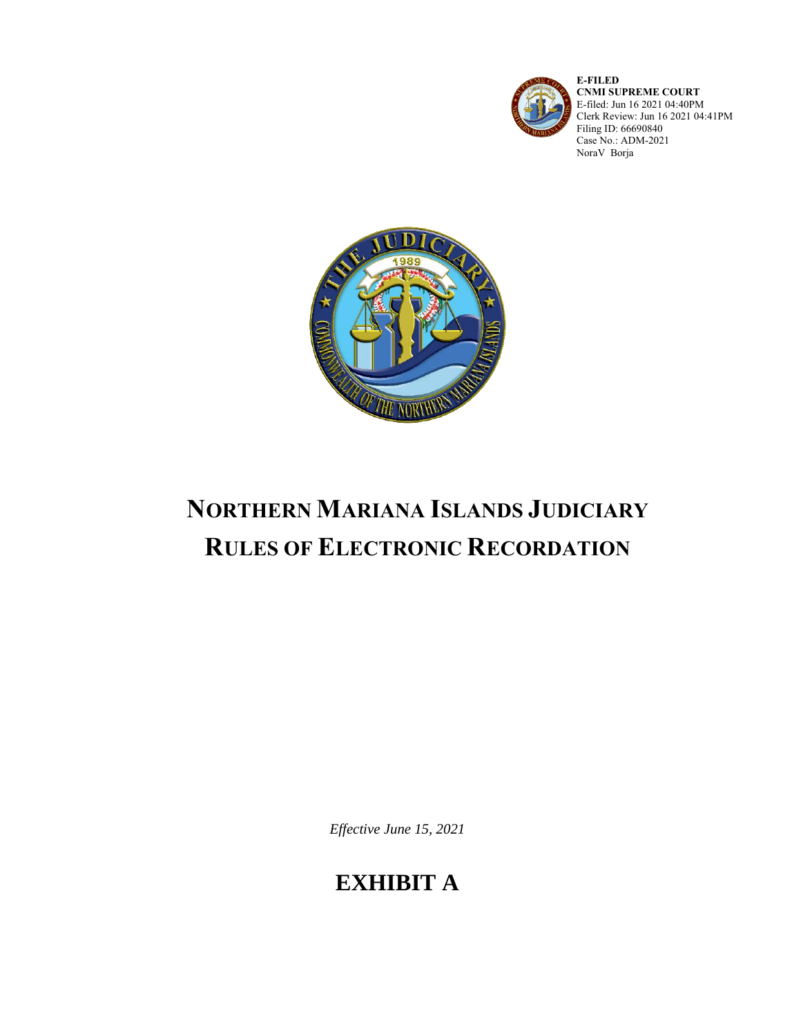**E-FILED**
**CNMI SUPREME COURT**
E-filed: Jun 16 2021 04:40PM
Clerk Review: Jun 16 2021 04:41PM
Filing ID: 66690840
Case No.: ADM-2021
NoraV Borja

# NORTHERN MARIANA ISLANDS JUDICIARY RULES OF ELECTRONIC RECORDATION

*Effective June 15, 2021*

# EXHIBIT A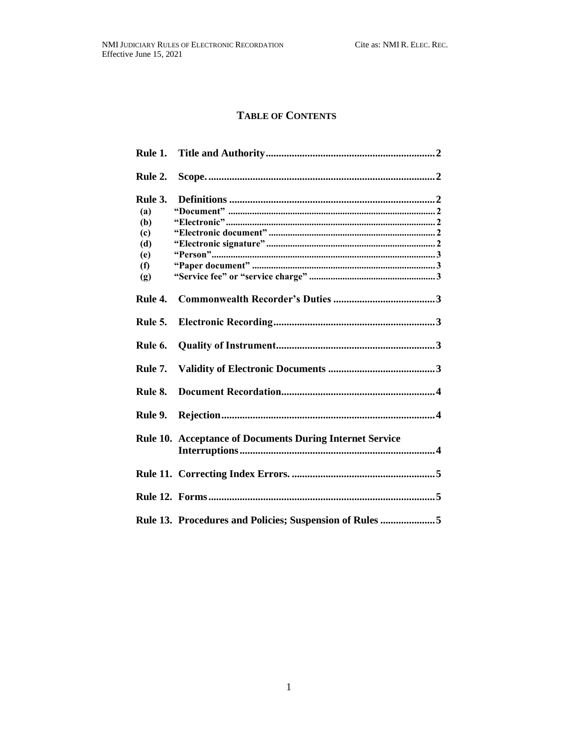# TABLE OF CONTENTS

| | | |
|---|---|---|
| **Rule 1.** | **Title and Authority** | **2** |
| **Rule 2.** | **Scope.** | **2** |
| **Rule 3.** | **Definitions** | **2** |
| **(a)** | **"Document"** | **2** |
| **(b)** | **"Electronic"** | **2** |
| **(c)** | **"Electronic document"** | **2** |
| **(d)** | **"Electronic signature"** | **2** |
| **(e)** | **"Person"** | **3** |
| **(f)** | **"Paper document"** | **3** |
| **(g)** | **"Service fee" or "service charge"** | **3** |
| **Rule 4.** | **Commonwealth Recorder's Duties** | **3** |
| **Rule 5.** | **Electronic Recording** | **3** |
| **Rule 6.** | **Quality of Instrument** | **3** |
| **Rule 7.** | **Validity of Electronic Documents** | **3** |
| **Rule 8.** | **Document Recordation** | **4** |
| **Rule 9.** | **Rejection** | **4** |
| **Rule 10.** | **Acceptance of Documents During Internet Service Interruptions** | **4** |
| **Rule 11.** | **Correcting Index Errors.** | **5** |
| **Rule 12.** | **Forms** | **5** |
| **Rule 13.** | **Procedures and Policies; Suspension of Rules** | **5** |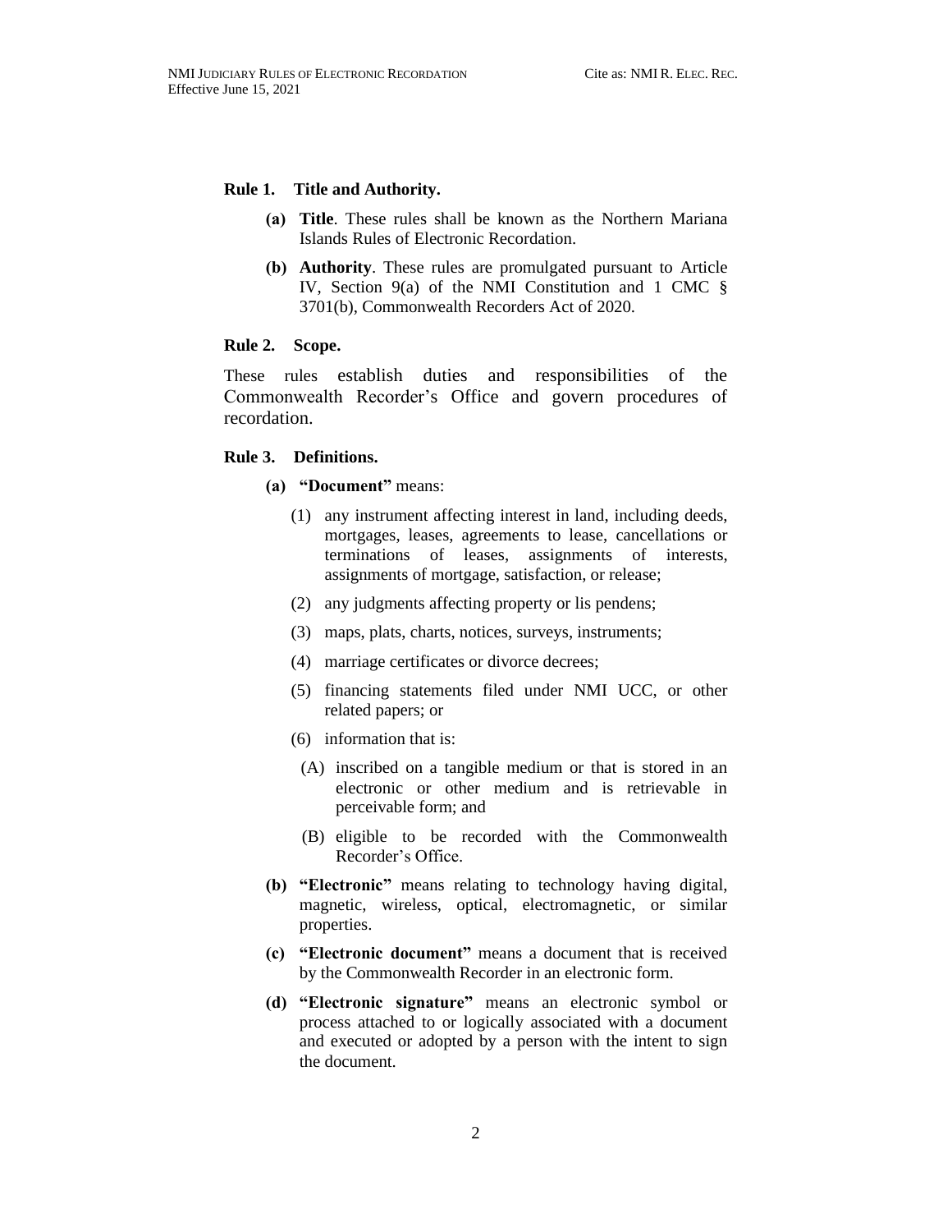**Rule 1. Title and Authority.**

- **(a) Title**. These rules shall be known as the Northern Mariana Islands Rules of Electronic Recordation.
- **(b) Authority**. These rules are promulgated pursuant to Article IV, Section 9(a) of the NMI Constitution and 1 CMC § 3701(b), Commonwealth Recorders Act of 2020.

**Rule 2. Scope.**

These rules establish duties and responsibilities of the Commonwealth Recorder's Office and govern procedures of recordation.

**Rule 3. Definitions.**

- **(a) "Document"** means:
  - (1) any instrument affecting interest in land, including deeds, mortgages, leases, agreements to lease, cancellations or terminations of leases, assignments of interests, assignments of mortgage, satisfaction, or release;
  - (2) any judgments affecting property or lis pendens;
  - (3) maps, plats, charts, notices, surveys, instruments;
  - (4) marriage certificates or divorce decrees;
  - (5) financing statements filed under NMI UCC, or other related papers; or
  - (6) information that is:
    - (A) inscribed on a tangible medium or that is stored in an electronic or other medium and is retrievable in perceivable form; and
    - (B) eligible to be recorded with the Commonwealth Recorder's Office.
- **(b) "Electronic"** means relating to technology having digital, magnetic, wireless, optical, electromagnetic, or similar properties.
- **(c) "Electronic document"** means a document that is received by the Commonwealth Recorder in an electronic form.
- **(d) "Electronic signature"** means an electronic symbol or process attached to or logically associated with a document and executed or adopted by a person with the intent to sign the document.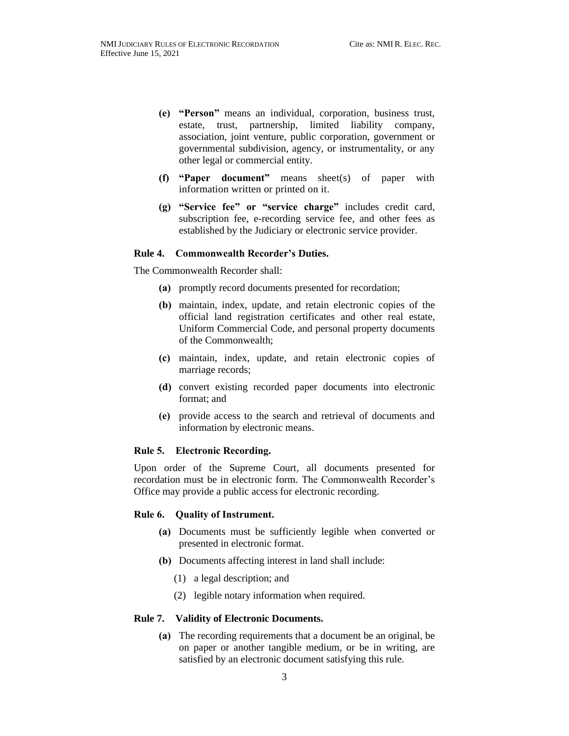- **(e)** **"Person"** means an individual, corporation, business trust, estate, trust, partnership, limited liability company, association, joint venture, public corporation, government or governmental subdivision, agency, or instrumentality, or any other legal or commercial entity.
- **(f)** **"Paper document"** means sheet(s) of paper with information written or printed on it.
- **(g)** **"Service fee" or "service charge"** includes credit card, subscription fee, e-recording service fee, and other fees as established by the Judiciary or electronic service provider.

### Rule 4. Commonwealth Recorder's Duties.

The Commonwealth Recorder shall:

- **(a)** promptly record documents presented for recordation;
- **(b)** maintain, index, update, and retain electronic copies of the official land registration certificates and other real estate, Uniform Commercial Code, and personal property documents of the Commonwealth;
- **(c)** maintain, index, update, and retain electronic copies of marriage records;
- **(d)** convert existing recorded paper documents into electronic format; and
- **(e)** provide access to the search and retrieval of documents and information by electronic means.

### Rule 5. Electronic Recording.

Upon order of the Supreme Court, all documents presented for recordation must be in electronic form. The Commonwealth Recorder's Office may provide a public access for electronic recording.

### Rule 6. Quality of Instrument.

- **(a)** Documents must be sufficiently legible when converted or presented in electronic format.
- **(b)** Documents affecting interest in land shall include:
  - (1) a legal description; and
  - (2) legible notary information when required.

### Rule 7. Validity of Electronic Documents.

- **(a)** The recording requirements that a document be an original, be on paper or another tangible medium, or be in writing, are satisfied by an electronic document satisfying this rule.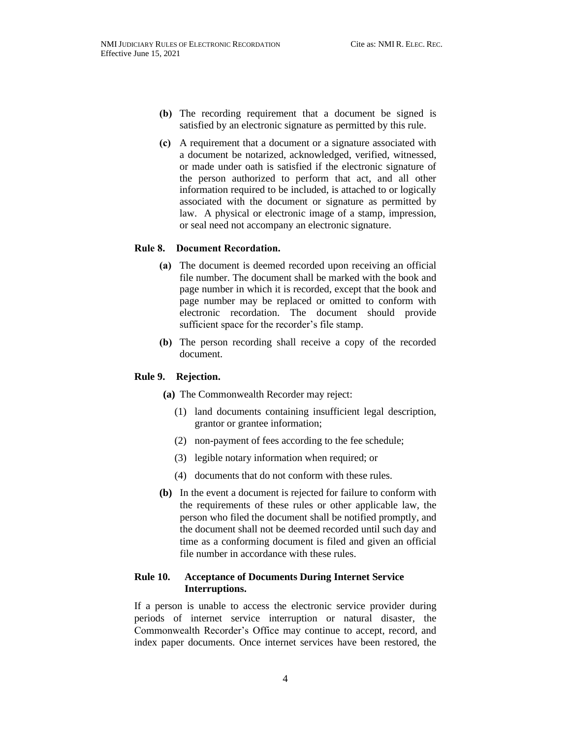**(b)** The recording requirement that a document be signed is satisfied by an electronic signature as permitted by this rule.

**(c)** A requirement that a document or a signature associated with a document be notarized, acknowledged, verified, witnessed, or made under oath is satisfied if the electronic signature of the person authorized to perform that act, and all other information required to be included, is attached to or logically associated with the document or signature as permitted by law. A physical or electronic image of a stamp, impression, or seal need not accompany an electronic signature.

### Rule 8. Document Recordation.

**(a)** The document is deemed recorded upon receiving an official file number. The document shall be marked with the book and page number in which it is recorded, except that the book and page number may be replaced or omitted to conform with electronic recordation. The document should provide sufficient space for the recorder's file stamp.

**(b)** The person recording shall receive a copy of the recorded document.

### Rule 9. Rejection.

**(a)** The Commonwealth Recorder may reject:

(1) land documents containing insufficient legal description, grantor or grantee information;

(2) non-payment of fees according to the fee schedule;

(3) legible notary information when required; or

(4) documents that do not conform with these rules.

**(b)** In the event a document is rejected for failure to conform with the requirements of these rules or other applicable law, the person who filed the document shall be notified promptly, and the document shall not be deemed recorded until such day and time as a conforming document is filed and given an official file number in accordance with these rules.

### Rule 10. Acceptance of Documents During Internet Service Interruptions.

If a person is unable to access the electronic service provider during periods of internet service interruption or natural disaster, the Commonwealth Recorder's Office may continue to accept, record, and index paper documents. Once internet services have been restored, the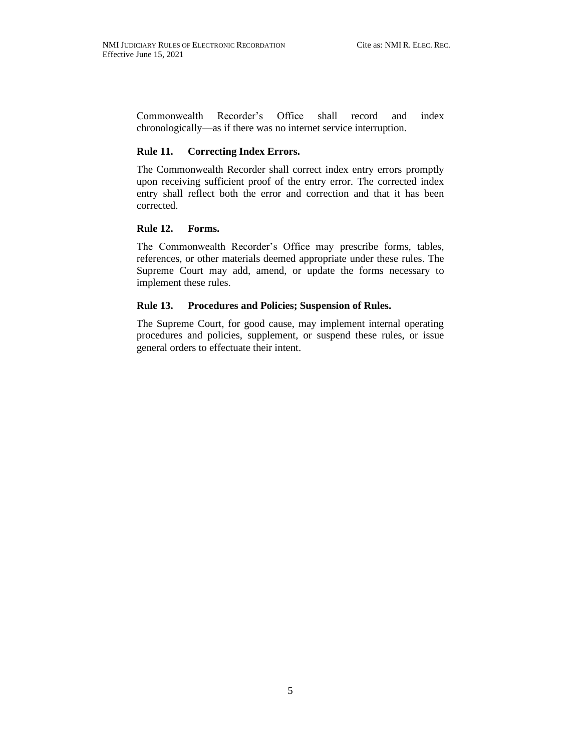Commonwealth Recorder's Office shall record and index chronologically—as if there was no internet service interruption.

### Rule 11. Correcting Index Errors.

The Commonwealth Recorder shall correct index entry errors promptly upon receiving sufficient proof of the entry error. The corrected index entry shall reflect both the error and correction and that it has been corrected.

### Rule 12. Forms.

The Commonwealth Recorder's Office may prescribe forms, tables, references, or other materials deemed appropriate under these rules. The Supreme Court may add, amend, or update the forms necessary to implement these rules.

### Rule 13. Procedures and Policies; Suspension of Rules.

The Supreme Court, for good cause, may implement internal operating procedures and policies, supplement, or suspend these rules, or issue general orders to effectuate their intent.